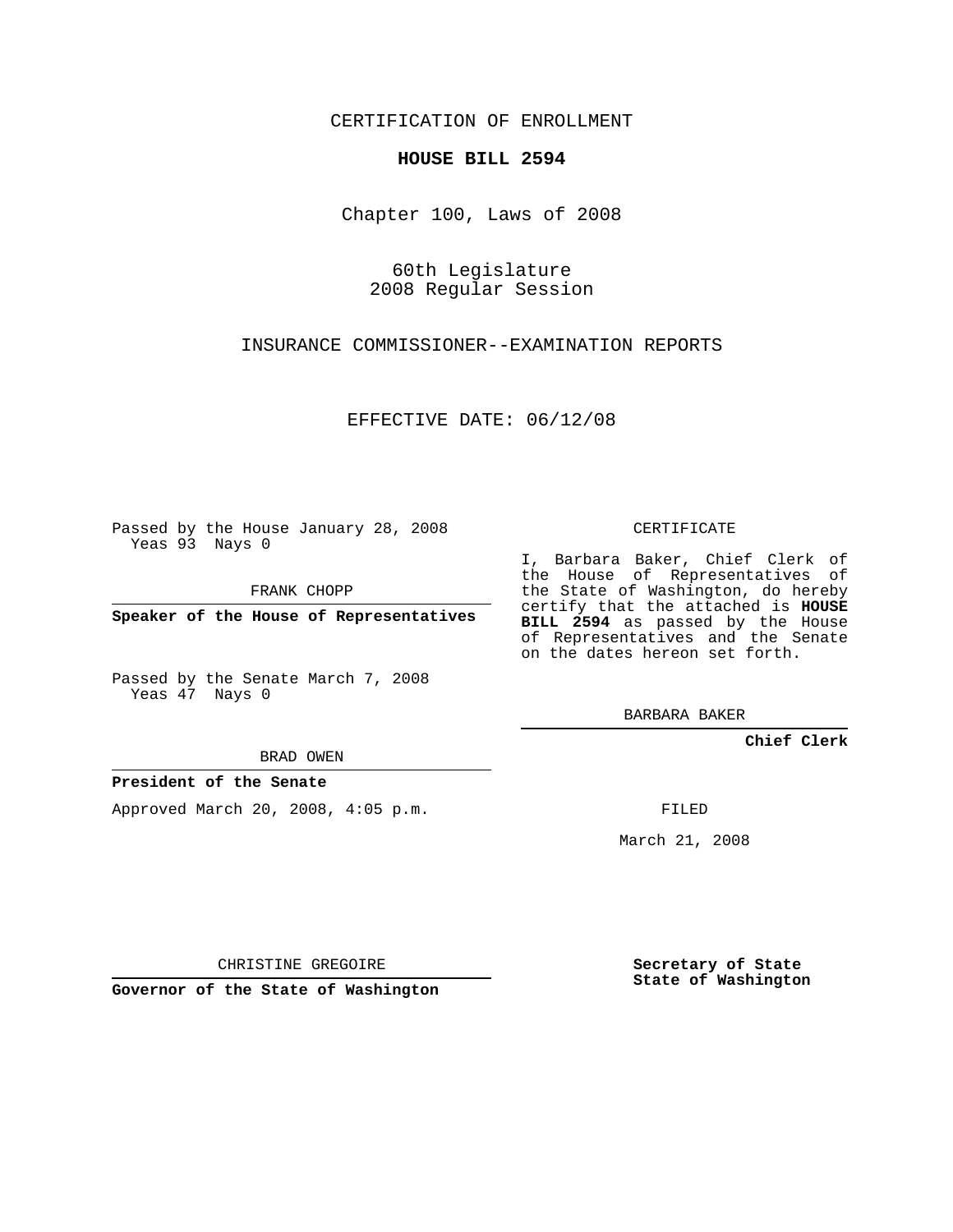CERTIFICATION OF ENROLLMENT

**HOUSE BILL 2594**

Chapter 100, Laws of 2008

60th Legislature
2008 Regular Session

INSURANCE COMMISSIONER--EXAMINATION REPORTS

EFFECTIVE DATE: 06/12/08

Passed by the House January 28, 2008
Yeas 93 Nays 0

FRANK CHOPP

**Speaker of the House of Representatives**

Passed by the Senate March 7, 2008
Yeas 47 Nays 0

BRAD OWEN

**President of the Senate**

Approved March 20, 2008, 4:05 p.m.

CHRISTINE GREGOIRE

**Governor of the State of Washington**

CERTIFICATE

I, Barbara Baker, Chief Clerk of the House of Representatives of the State of Washington, do hereby certify that the attached is **HOUSE BILL 2594** as passed by the House of Representatives and the Senate on the dates hereon set forth.

BARBARA BAKER

**Chief Clerk**

FILED

March 21, 2008

**Secretary of State**
**State of Washington**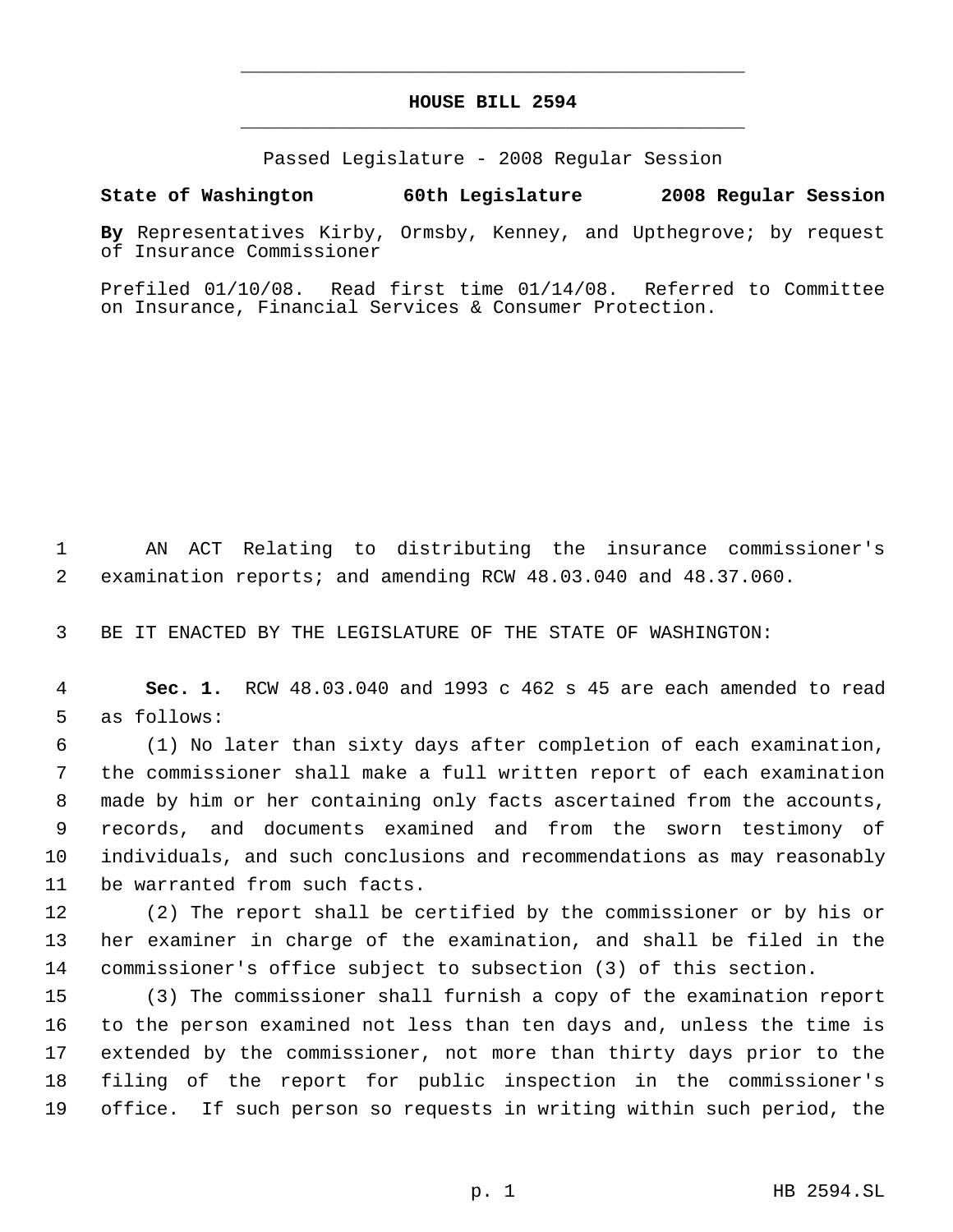# HOUSE BILL 2594

Passed Legislature - 2008 Regular Session

**State of Washington 60th Legislature 2008 Regular Session**

**By** Representatives Kirby, Ormsby, Kenney, and Upthegrove; by request of Insurance Commissioner

Prefiled 01/10/08. Read first time 01/14/08. Referred to Committee on Insurance, Financial Services & Consumer Protection.

AN ACT Relating to distributing the insurance commissioner's examination reports; and amending RCW 48.03.040 and 48.37.060.

BE IT ENACTED BY THE LEGISLATURE OF THE STATE OF WASHINGTON:

**Sec. 1.** RCW 48.03.040 and 1993 c 462 s 45 are each amended to read as follows:

(1) No later than sixty days after completion of each examination, the commissioner shall make a full written report of each examination made by him or her containing only facts ascertained from the accounts, records, and documents examined and from the sworn testimony of individuals, and such conclusions and recommendations as may reasonably be warranted from such facts.

(2) The report shall be certified by the commissioner or by his or her examiner in charge of the examination, and shall be filed in the commissioner's office subject to subsection (3) of this section.

(3) The commissioner shall furnish a copy of the examination report to the person examined not less than ten days and, unless the time is extended by the commissioner, not more than thirty days prior to the filing of the report for public inspection in the commissioner's office. If such person so requests in writing within such period, the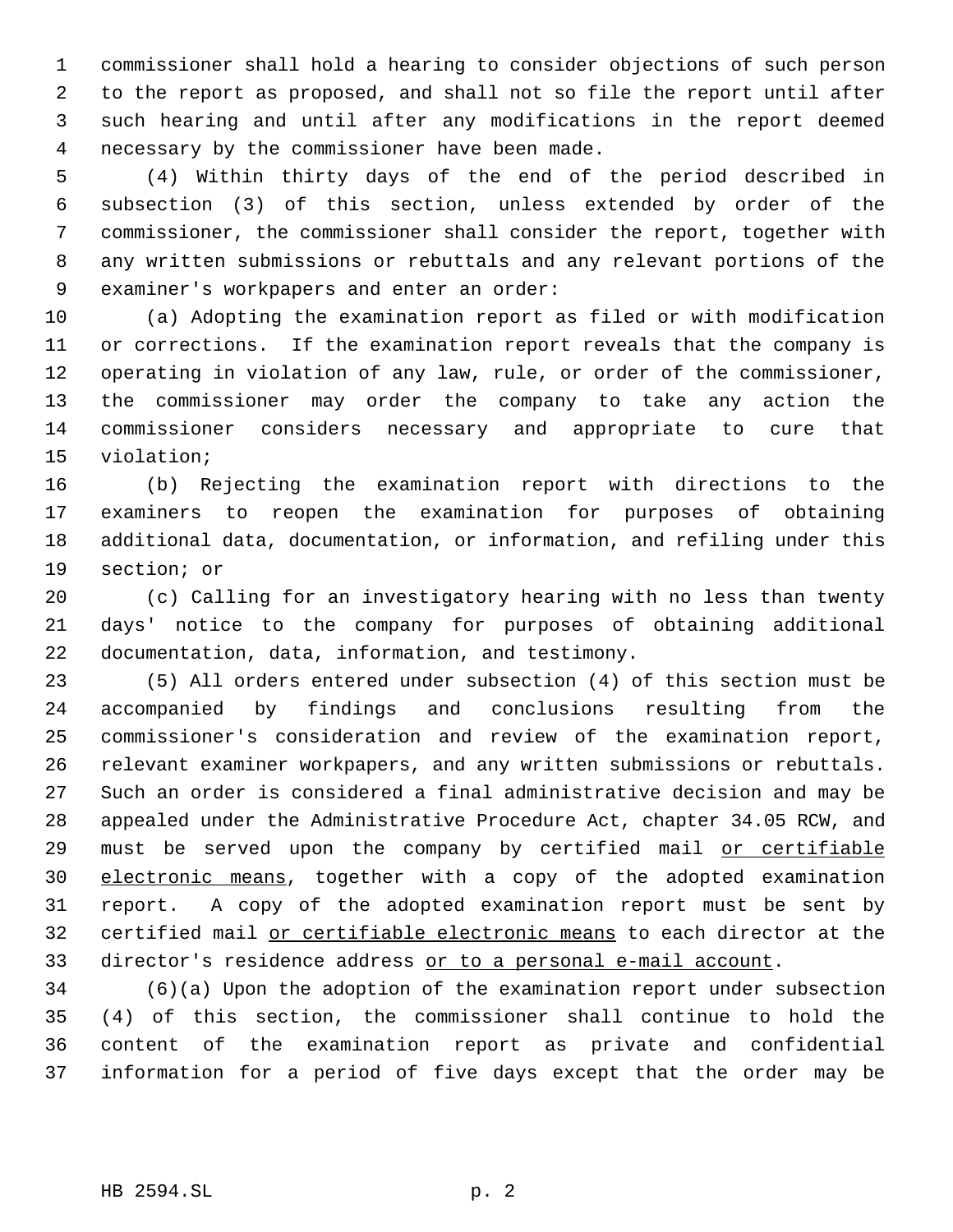commissioner shall hold a hearing to consider objections of such person to the report as proposed, and shall not so file the report until after such hearing and until after any modifications in the report deemed necessary by the commissioner have been made.

(4) Within thirty days of the end of the period described in subsection (3) of this section, unless extended by order of the commissioner, the commissioner shall consider the report, together with any written submissions or rebuttals and any relevant portions of the examiner's workpapers and enter an order:

(a) Adopting the examination report as filed or with modification or corrections. If the examination report reveals that the company is operating in violation of any law, rule, or order of the commissioner, the commissioner may order the company to take any action the commissioner considers necessary and appropriate to cure that violation;

(b) Rejecting the examination report with directions to the examiners to reopen the examination for purposes of obtaining additional data, documentation, or information, and refiling under this section; or

(c) Calling for an investigatory hearing with no less than twenty days' notice to the company for purposes of obtaining additional documentation, data, information, and testimony.

(5) All orders entered under subsection (4) of this section must be accompanied by findings and conclusions resulting from the commissioner's consideration and review of the examination report, relevant examiner workpapers, and any written submissions or rebuttals. Such an order is considered a final administrative decision and may be appealed under the Administrative Procedure Act, chapter 34.05 RCW, and must be served upon the company by certified mail <u>or certifiable electronic means</u>, together with a copy of the adopted examination report. A copy of the adopted examination report must be sent by certified mail <u>or certifiable electronic means</u> to each director at the director's residence address <u>or to a personal e-mail account</u>.

(6)(a) Upon the adoption of the examination report under subsection (4) of this section, the commissioner shall continue to hold the content of the examination report as private and confidential information for a period of five days except that the order may be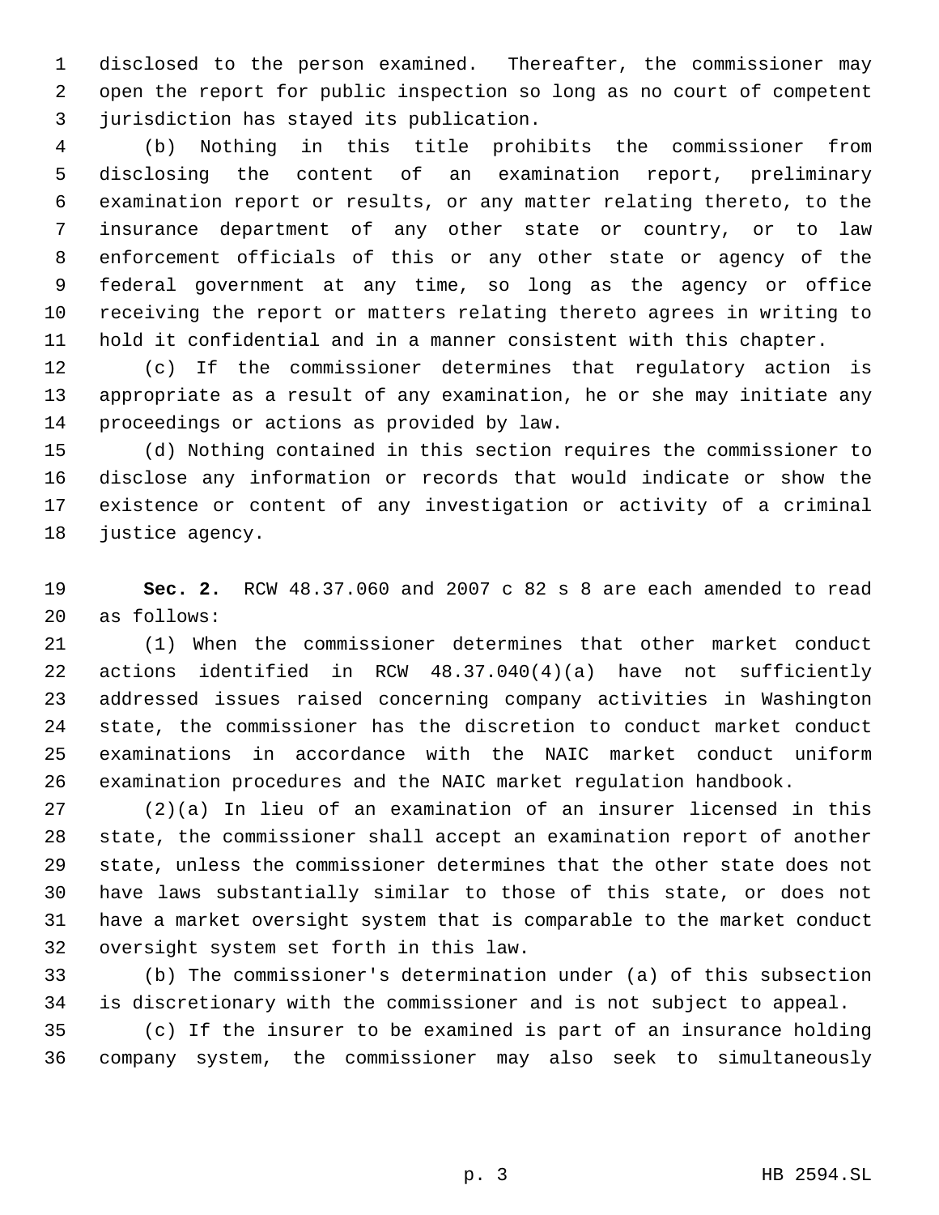disclosed to the person examined. Thereafter, the commissioner may open the report for public inspection so long as no court of competent jurisdiction has stayed its publication.

(b) Nothing in this title prohibits the commissioner from disclosing the content of an examination report, preliminary examination report or results, or any matter relating thereto, to the insurance department of any other state or country, or to law enforcement officials of this or any other state or agency of the federal government at any time, so long as the agency or office receiving the report or matters relating thereto agrees in writing to hold it confidential and in a manner consistent with this chapter.

(c) If the commissioner determines that regulatory action is appropriate as a result of any examination, he or she may initiate any proceedings or actions as provided by law.

(d) Nothing contained in this section requires the commissioner to disclose any information or records that would indicate or show the existence or content of any investigation or activity of a criminal justice agency.

**Sec. 2.** RCW 48.37.060 and 2007 c 82 s 8 are each amended to read as follows:

(1) When the commissioner determines that other market conduct actions identified in RCW 48.37.040(4)(a) have not sufficiently addressed issues raised concerning company activities in Washington state, the commissioner has the discretion to conduct market conduct examinations in accordance with the NAIC market conduct uniform examination procedures and the NAIC market regulation handbook.

(2)(a) In lieu of an examination of an insurer licensed in this state, the commissioner shall accept an examination report of another state, unless the commissioner determines that the other state does not have laws substantially similar to those of this state, or does not have a market oversight system that is comparable to the market conduct oversight system set forth in this law.

(b) The commissioner's determination under (a) of this subsection is discretionary with the commissioner and is not subject to appeal.

(c) If the insurer to be examined is part of an insurance holding company system, the commissioner may also seek to simultaneously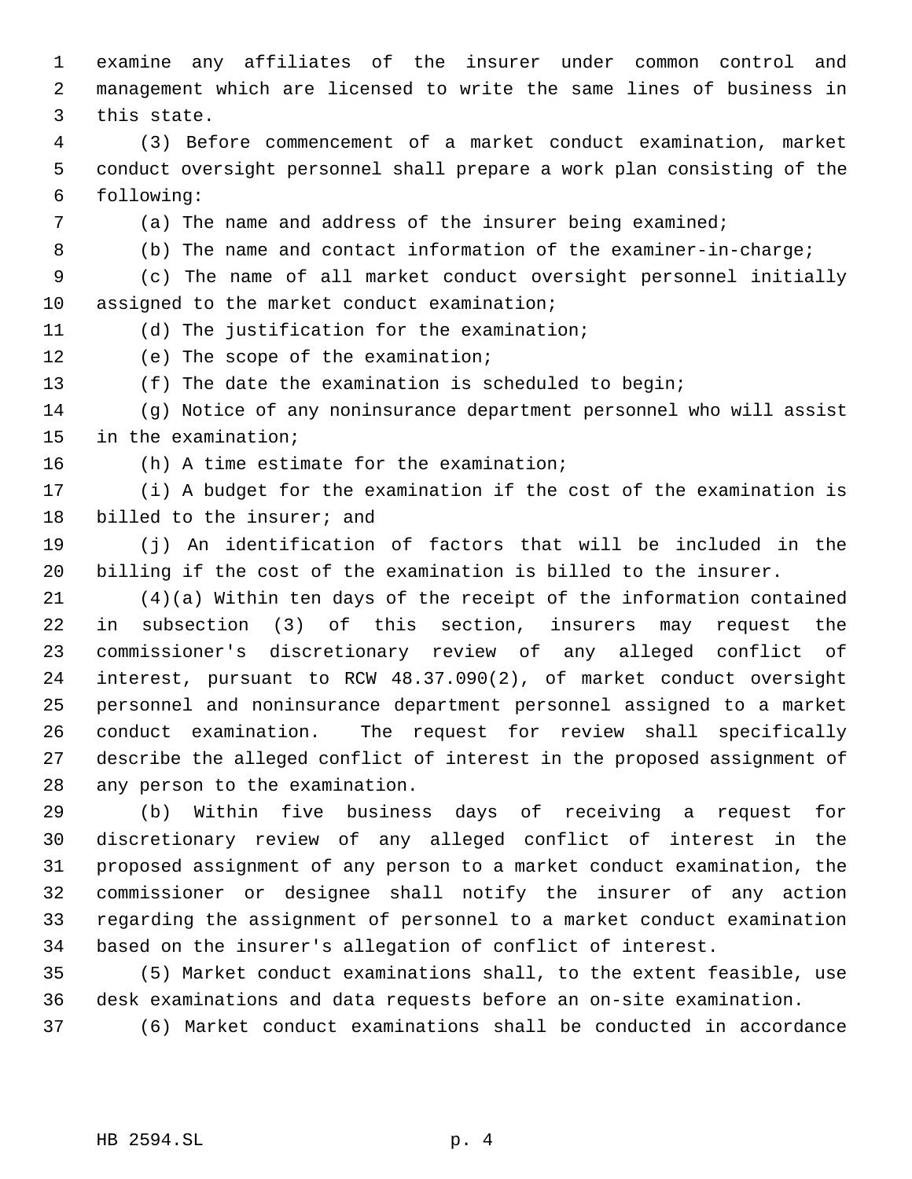examine any affiliates of the insurer under common control and management which are licensed to write the same lines of business in this state.

(3) Before commencement of a market conduct examination, market conduct oversight personnel shall prepare a work plan consisting of the following:

(a) The name and address of the insurer being examined;

(b) The name and contact information of the examiner-in-charge;

(c) The name of all market conduct oversight personnel initially assigned to the market conduct examination;

(d) The justification for the examination;

(e) The scope of the examination;

(f) The date the examination is scheduled to begin;

(g) Notice of any noninsurance department personnel who will assist in the examination;

(h) A time estimate for the examination;

(i) A budget for the examination if the cost of the examination is billed to the insurer; and

(j) An identification of factors that will be included in the billing if the cost of the examination is billed to the insurer.

(4)(a) Within ten days of the receipt of the information contained in subsection (3) of this section, insurers may request the commissioner's discretionary review of any alleged conflict of interest, pursuant to RCW 48.37.090(2), of market conduct oversight personnel and noninsurance department personnel assigned to a market conduct examination. The request for review shall specifically describe the alleged conflict of interest in the proposed assignment of any person to the examination.

(b) Within five business days of receiving a request for discretionary review of any alleged conflict of interest in the proposed assignment of any person to a market conduct examination, the commissioner or designee shall notify the insurer of any action regarding the assignment of personnel to a market conduct examination based on the insurer's allegation of conflict of interest.

(5) Market conduct examinations shall, to the extent feasible, use desk examinations and data requests before an on-site examination.

(6) Market conduct examinations shall be conducted in accordance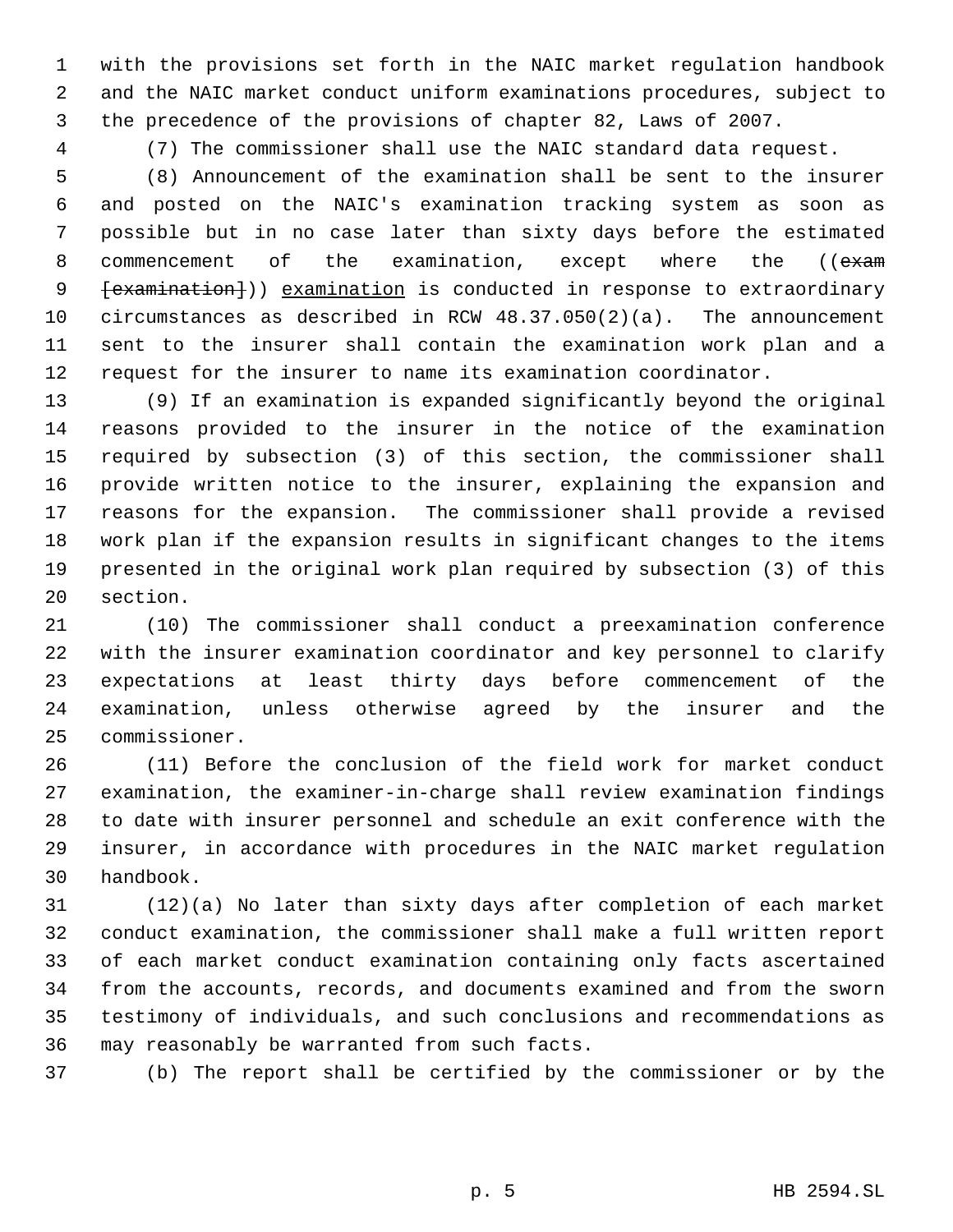with the provisions set forth in the NAIC market regulation handbook and the NAIC market conduct uniform examinations procedures, subject to the precedence of the provisions of chapter 82, Laws of 2007.

(7) The commissioner shall use the NAIC standard data request.

(8) Announcement of the examination shall be sent to the insurer and posted on the NAIC's examination tracking system as soon as possible but in no case later than sixty days before the estimated commencement of the examination, except where the ((~~exam [examination]~~)) examination is conducted in response to extraordinary circumstances as described in RCW 48.37.050(2)(a). The announcement sent to the insurer shall contain the examination work plan and a request for the insurer to name its examination coordinator.

(9) If an examination is expanded significantly beyond the original reasons provided to the insurer in the notice of the examination required by subsection (3) of this section, the commissioner shall provide written notice to the insurer, explaining the expansion and reasons for the expansion. The commissioner shall provide a revised work plan if the expansion results in significant changes to the items presented in the original work plan required by subsection (3) of this section.

(10) The commissioner shall conduct a preexamination conference with the insurer examination coordinator and key personnel to clarify expectations at least thirty days before commencement of the examination, unless otherwise agreed by the insurer and the commissioner.

(11) Before the conclusion of the field work for market conduct examination, the examiner-in-charge shall review examination findings to date with insurer personnel and schedule an exit conference with the insurer, in accordance with procedures in the NAIC market regulation handbook.

(12)(a) No later than sixty days after completion of each market conduct examination, the commissioner shall make a full written report of each market conduct examination containing only facts ascertained from the accounts, records, and documents examined and from the sworn testimony of individuals, and such conclusions and recommendations as may reasonably be warranted from such facts.

(b) The report shall be certified by the commissioner or by the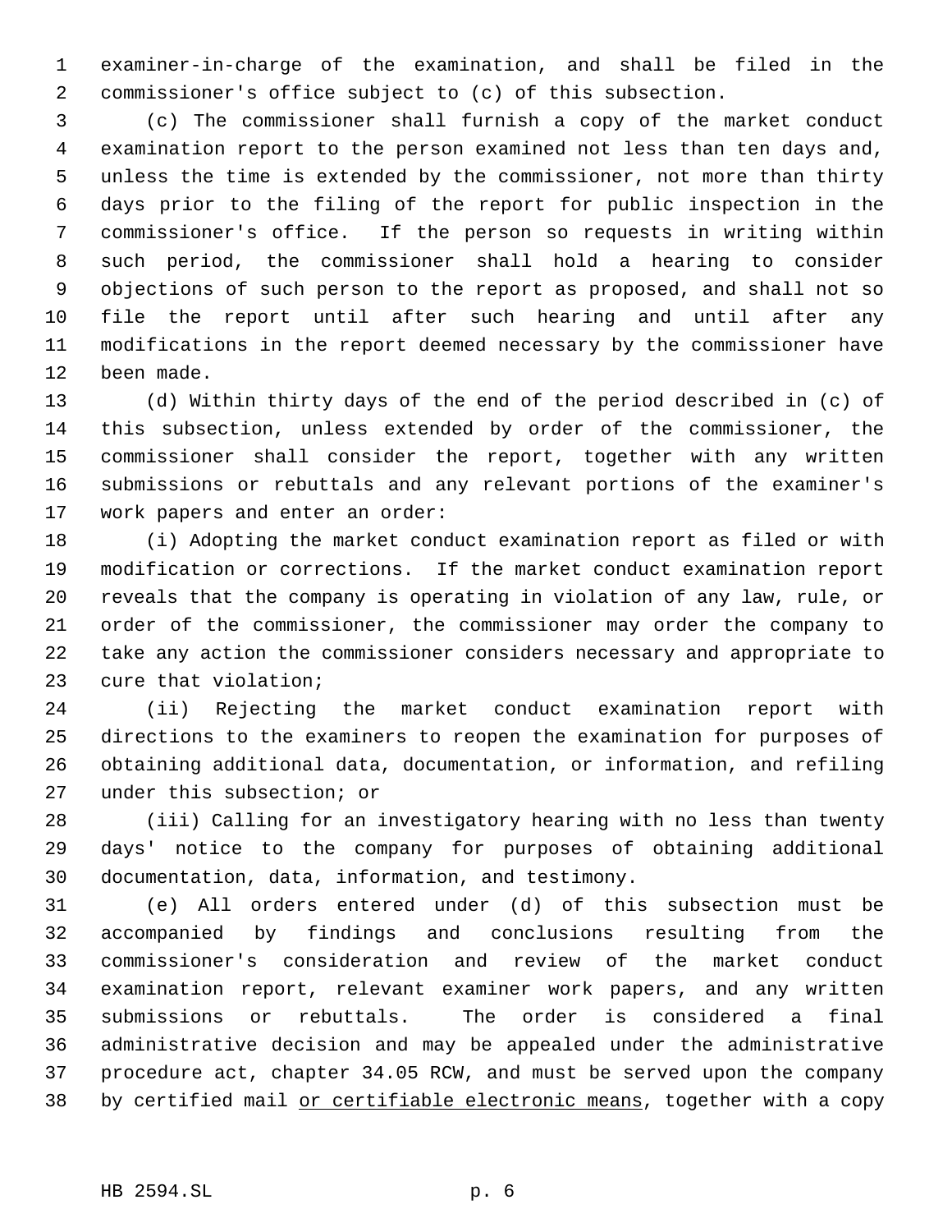examiner-in-charge of the examination, and shall be filed in the commissioner's office subject to (c) of this subsection.

(c) The commissioner shall furnish a copy of the market conduct examination report to the person examined not less than ten days and, unless the time is extended by the commissioner, not more than thirty days prior to the filing of the report for public inspection in the commissioner's office. If the person so requests in writing within such period, the commissioner shall hold a hearing to consider objections of such person to the report as proposed, and shall not so file the report until after such hearing and until after any modifications in the report deemed necessary by the commissioner have been made.

(d) Within thirty days of the end of the period described in (c) of this subsection, unless extended by order of the commissioner, the commissioner shall consider the report, together with any written submissions or rebuttals and any relevant portions of the examiner's work papers and enter an order:

(i) Adopting the market conduct examination report as filed or with modification or corrections. If the market conduct examination report reveals that the company is operating in violation of any law, rule, or order of the commissioner, the commissioner may order the company to take any action the commissioner considers necessary and appropriate to cure that violation;

(ii) Rejecting the market conduct examination report with directions to the examiners to reopen the examination for purposes of obtaining additional data, documentation, or information, and refiling under this subsection; or

(iii) Calling for an investigatory hearing with no less than twenty days' notice to the company for purposes of obtaining additional documentation, data, information, and testimony.

(e) All orders entered under (d) of this subsection must be accompanied by findings and conclusions resulting from the commissioner's consideration and review of the market conduct examination report, relevant examiner work papers, and any written submissions or rebuttals. The order is considered a final administrative decision and may be appealed under the administrative procedure act, chapter 34.05 RCW, and must be served upon the company by certified mail <u>or certifiable electronic means</u>, together with a copy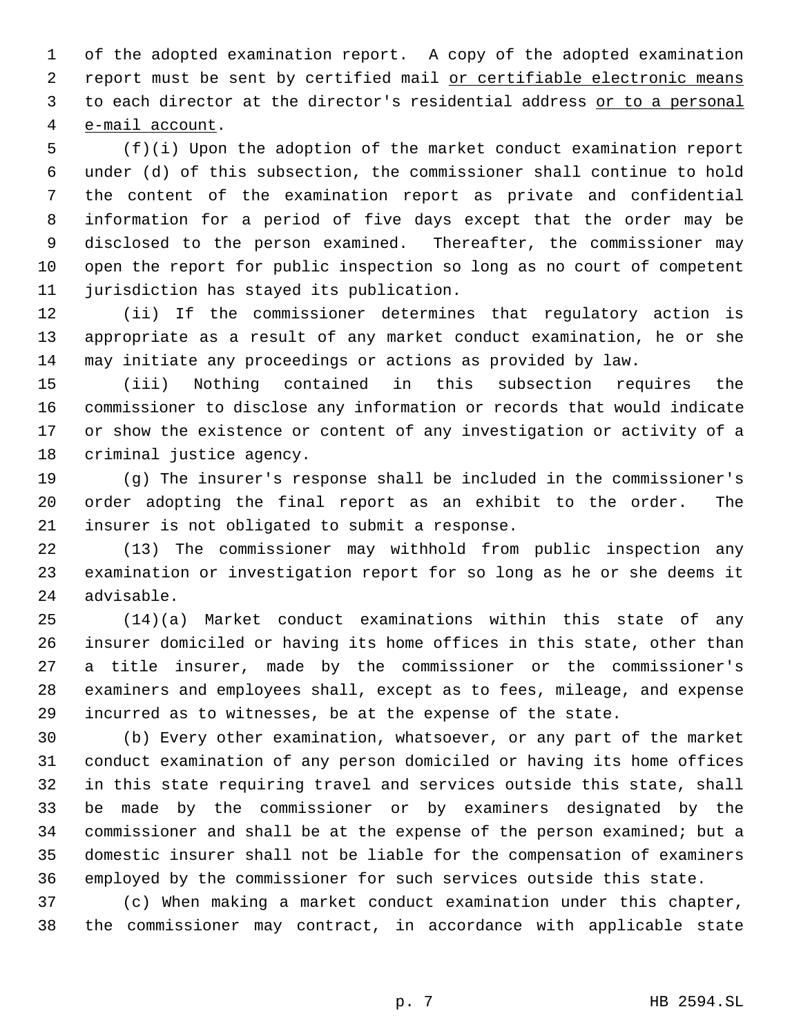of the adopted examination report. A copy of the adopted examination report must be sent by certified mail or certifiable electronic means to each director at the director's residential address or to a personal e-mail account.

(f)(i) Upon the adoption of the market conduct examination report under (d) of this subsection, the commissioner shall continue to hold the content of the examination report as private and confidential information for a period of five days except that the order may be disclosed to the person examined. Thereafter, the commissioner may open the report for public inspection so long as no court of competent jurisdiction has stayed its publication.

(ii) If the commissioner determines that regulatory action is appropriate as a result of any market conduct examination, he or she may initiate any proceedings or actions as provided by law.

(iii) Nothing contained in this subsection requires the commissioner to disclose any information or records that would indicate or show the existence or content of any investigation or activity of a criminal justice agency.

(g) The insurer's response shall be included in the commissioner's order adopting the final report as an exhibit to the order. The insurer is not obligated to submit a response.

(13) The commissioner may withhold from public inspection any examination or investigation report for so long as he or she deems it advisable.

(14)(a) Market conduct examinations within this state of any insurer domiciled or having its home offices in this state, other than a title insurer, made by the commissioner or the commissioner's examiners and employees shall, except as to fees, mileage, and expense incurred as to witnesses, be at the expense of the state.

(b) Every other examination, whatsoever, or any part of the market conduct examination of any person domiciled or having its home offices in this state requiring travel and services outside this state, shall be made by the commissioner or by examiners designated by the commissioner and shall be at the expense of the person examined; but a domestic insurer shall not be liable for the compensation of examiners employed by the commissioner for such services outside this state.

(c) When making a market conduct examination under this chapter, the commissioner may contract, in accordance with applicable state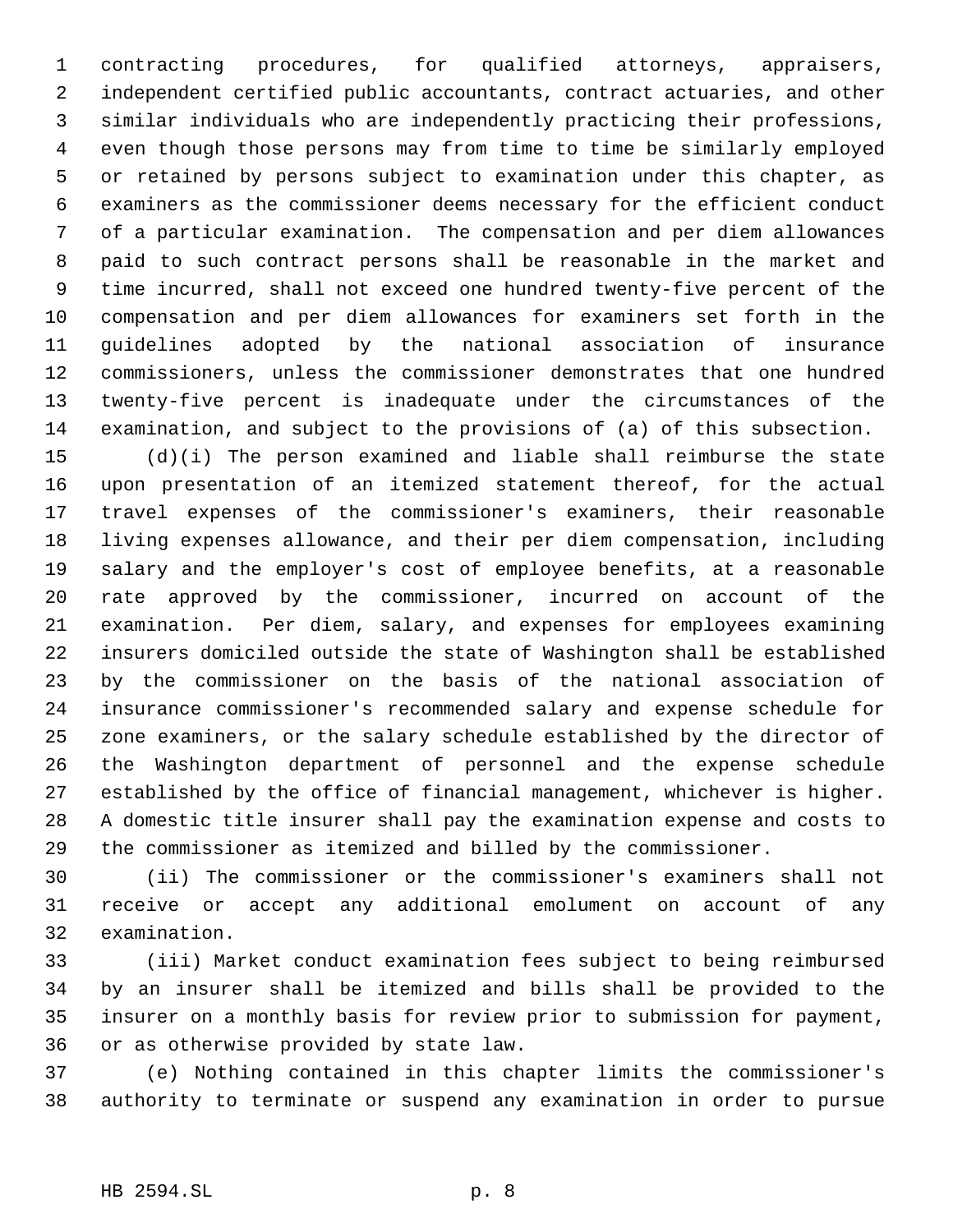contracting procedures, for qualified attorneys, appraisers, independent certified public accountants, contract actuaries, and other similar individuals who are independently practicing their professions, even though those persons may from time to time be similarly employed or retained by persons subject to examination under this chapter, as examiners as the commissioner deems necessary for the efficient conduct of a particular examination. The compensation and per diem allowances paid to such contract persons shall be reasonable in the market and time incurred, shall not exceed one hundred twenty-five percent of the compensation and per diem allowances for examiners set forth in the guidelines adopted by the national association of insurance commissioners, unless the commissioner demonstrates that one hundred twenty-five percent is inadequate under the circumstances of the examination, and subject to the provisions of (a) of this subsection.

(d)(i) The person examined and liable shall reimburse the state upon presentation of an itemized statement thereof, for the actual travel expenses of the commissioner's examiners, their reasonable living expenses allowance, and their per diem compensation, including salary and the employer's cost of employee benefits, at a reasonable rate approved by the commissioner, incurred on account of the examination. Per diem, salary, and expenses for employees examining insurers domiciled outside the state of Washington shall be established by the commissioner on the basis of the national association of insurance commissioner's recommended salary and expense schedule for zone examiners, or the salary schedule established by the director of the Washington department of personnel and the expense schedule established by the office of financial management, whichever is higher. A domestic title insurer shall pay the examination expense and costs to the commissioner as itemized and billed by the commissioner.

(ii) The commissioner or the commissioner's examiners shall not receive or accept any additional emolument on account of any examination.

(iii) Market conduct examination fees subject to being reimbursed by an insurer shall be itemized and bills shall be provided to the insurer on a monthly basis for review prior to submission for payment, or as otherwise provided by state law.

(e) Nothing contained in this chapter limits the commissioner's authority to terminate or suspend any examination in order to pursue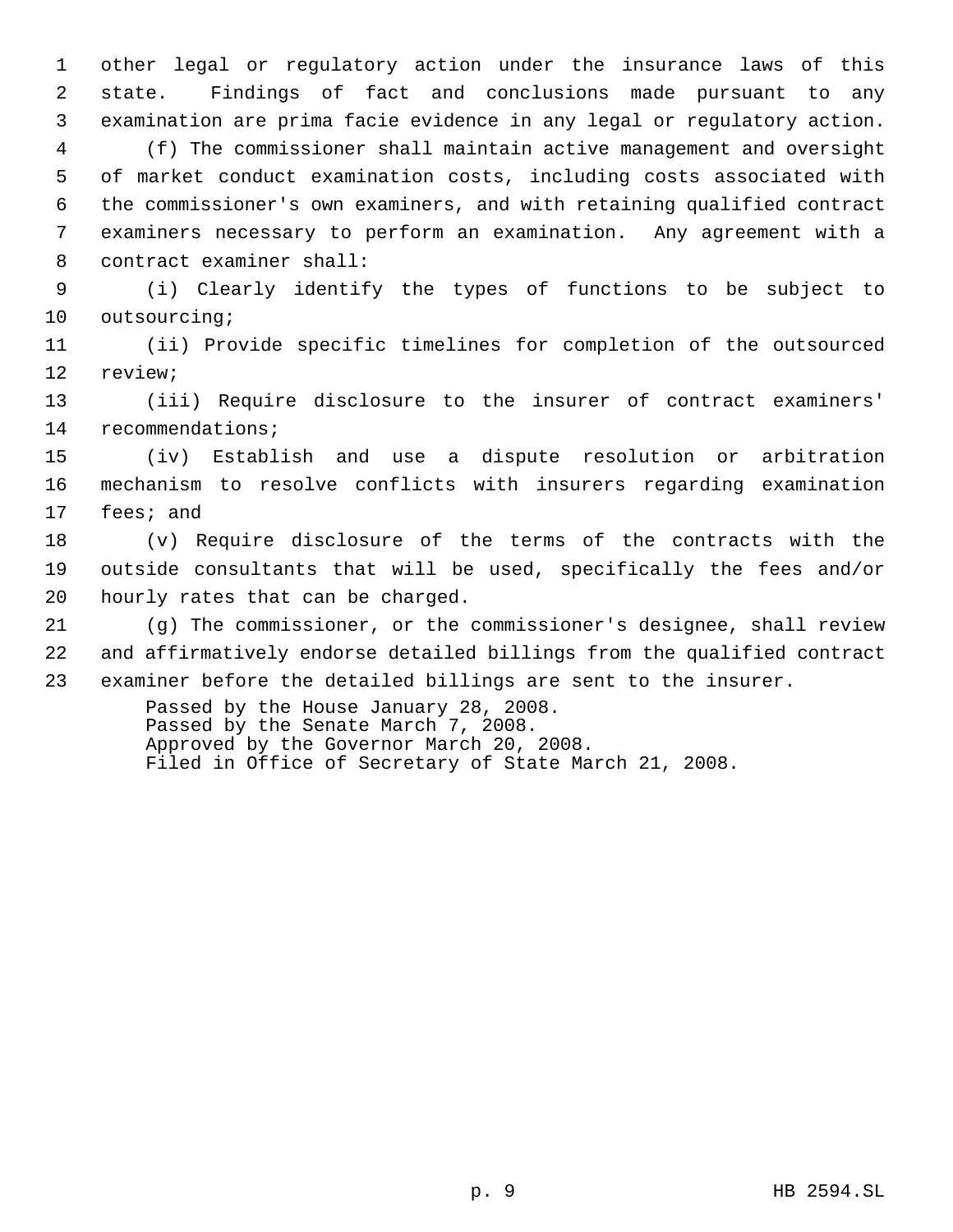other legal or regulatory action under the insurance laws of this state. Findings of fact and conclusions made pursuant to any examination are prima facie evidence in any legal or regulatory action.

(f) The commissioner shall maintain active management and oversight of market conduct examination costs, including costs associated with the commissioner's own examiners, and with retaining qualified contract examiners necessary to perform an examination. Any agreement with a contract examiner shall:

(i) Clearly identify the types of functions to be subject to outsourcing;

(ii) Provide specific timelines for completion of the outsourced review;

(iii) Require disclosure to the insurer of contract examiners' recommendations;

(iv) Establish and use a dispute resolution or arbitration mechanism to resolve conflicts with insurers regarding examination fees; and

(v) Require disclosure of the terms of the contracts with the outside consultants that will be used, specifically the fees and/or hourly rates that can be charged.

(g) The commissioner, or the commissioner's designee, shall review and affirmatively endorse detailed billings from the qualified contract examiner before the detailed billings are sent to the insurer.

Passed by the House January 28, 2008.
Passed by the Senate March 7, 2008.
Approved by the Governor March 20, 2008.
Filed in Office of Secretary of State March 21, 2008.